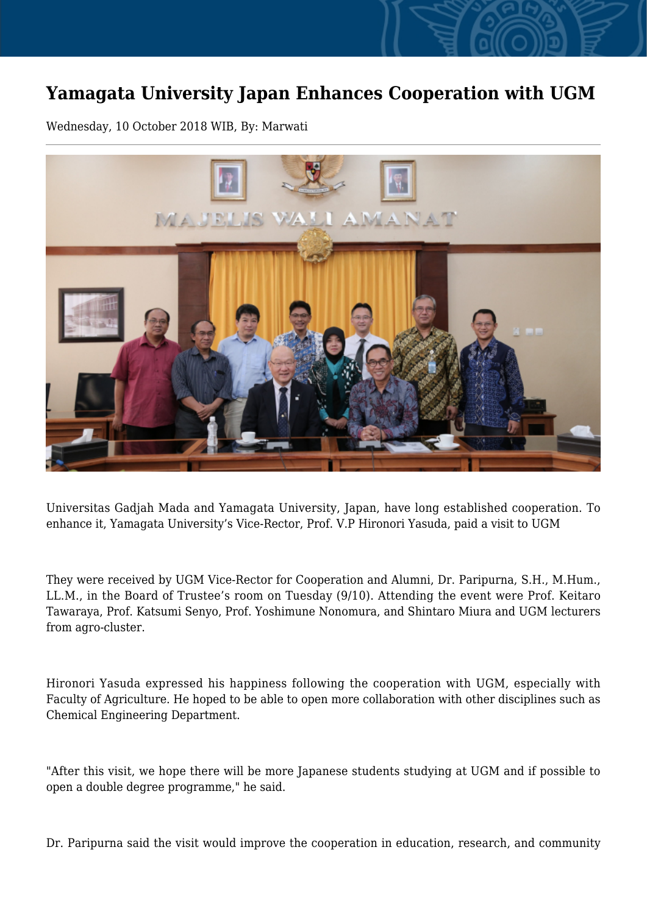# Yamagata University Japan Enhances Cooperation with UGM

Wednesday, 10 October 2018 WIB, By: Marwati

Universitas Gadjah Mada and Yamagata University, Japan, have long established cooperation. To enhance it, Yamagata University's Vice-Rector, Prof. V.P Hironori Yasuda, paid a visit to UGM

They were received by UGM Vice-Rector for Cooperation and Alumni, Dr. Paripurna, S.H., M.Hum., LL.M., in the Board of Trustee's room on Tuesday (9/10). Attending the event were Prof. Keitaro Tawaraya, Prof. Katsumi Senyo, Prof. Yoshimune Nonomura, and Shintaro Miura and UGM lecturers from agro-cluster.

Hironori Yasuda expressed his happiness following the cooperation with UGM, especially with Faculty of Agriculture. He hoped to be able to open more collaboration with other disciplines such as Chemical Engineering Department.

"After this visit, we hope there will be more Japanese students studying at UGM and if possible to open a double degree programme," he said.

Dr. Paripurna said the visit would improve the cooperation in education, research, and community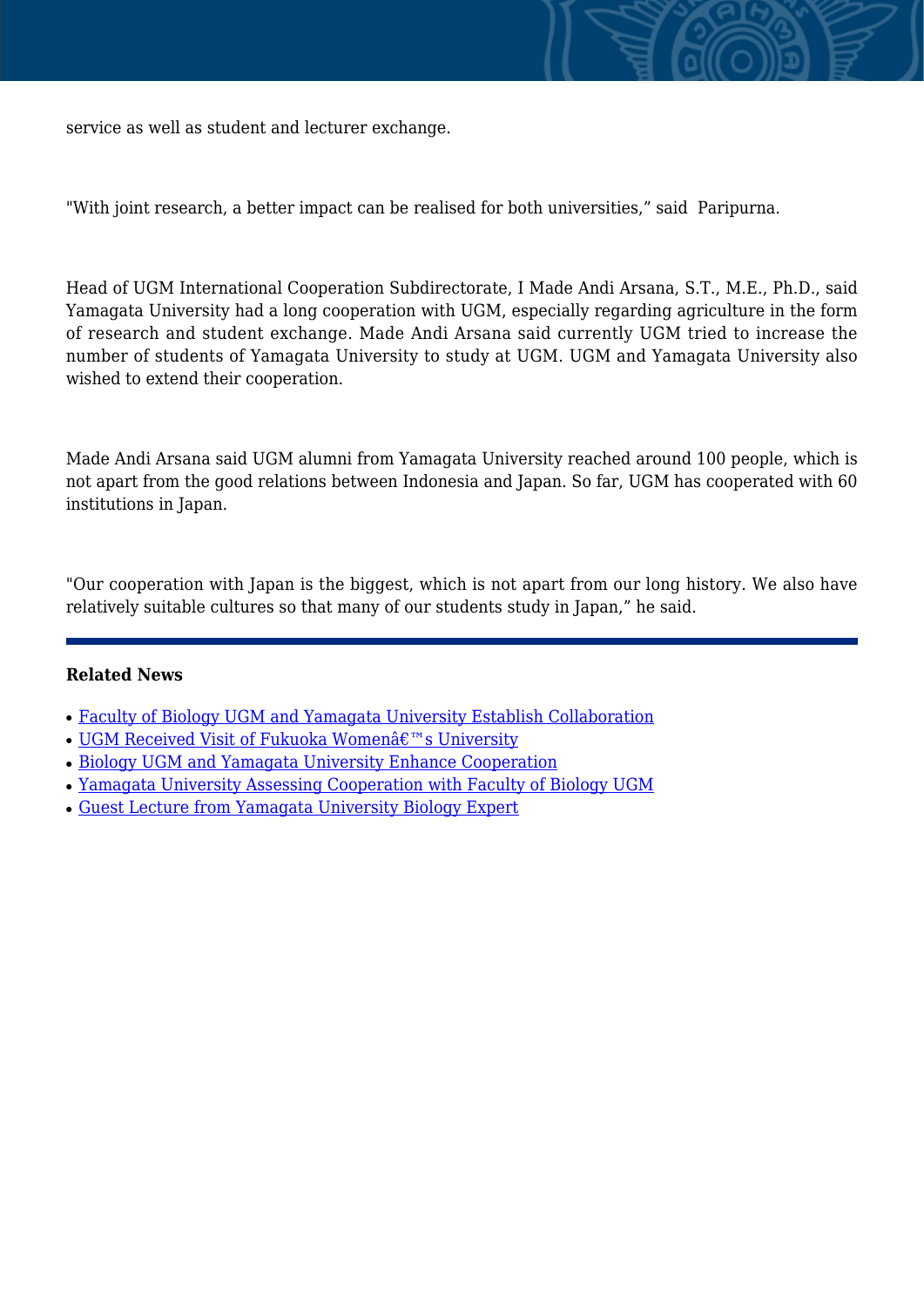service as well as student and lecturer exchange.

"With joint research, a better impact can be realised for both universities," said  Paripurna.

Head of UGM International Cooperation Subdirectorate, I Made Andi Arsana, S.T., M.E., Ph.D., said Yamagata University had a long cooperation with UGM, especially regarding agriculture in the form of research and student exchange. Made Andi Arsana said currently UGM tried to increase the number of students of Yamagata University to study at UGM. UGM and Yamagata University also wished to extend their cooperation.

Made Andi Arsana said UGM alumni from Yamagata University reached around 100 people, which is not apart from the good relations between Indonesia and Japan. So far, UGM has cooperated with 60 institutions in Japan.

"Our cooperation with Japan is the biggest, which is not apart from our long history. We also have relatively suitable cultures so that many of our students study in Japan," he said.

---

**Related News**

- Faculty of Biology UGM and Yamagata University Establish Collaboration
- UGM Received Visit of Fukuoka Womenâ€™s University
- Biology UGM and Yamagata University Enhance Cooperation
- Yamagata University Assessing Cooperation with Faculty of Biology UGM
- Guest Lecture from Yamagata University Biology Expert